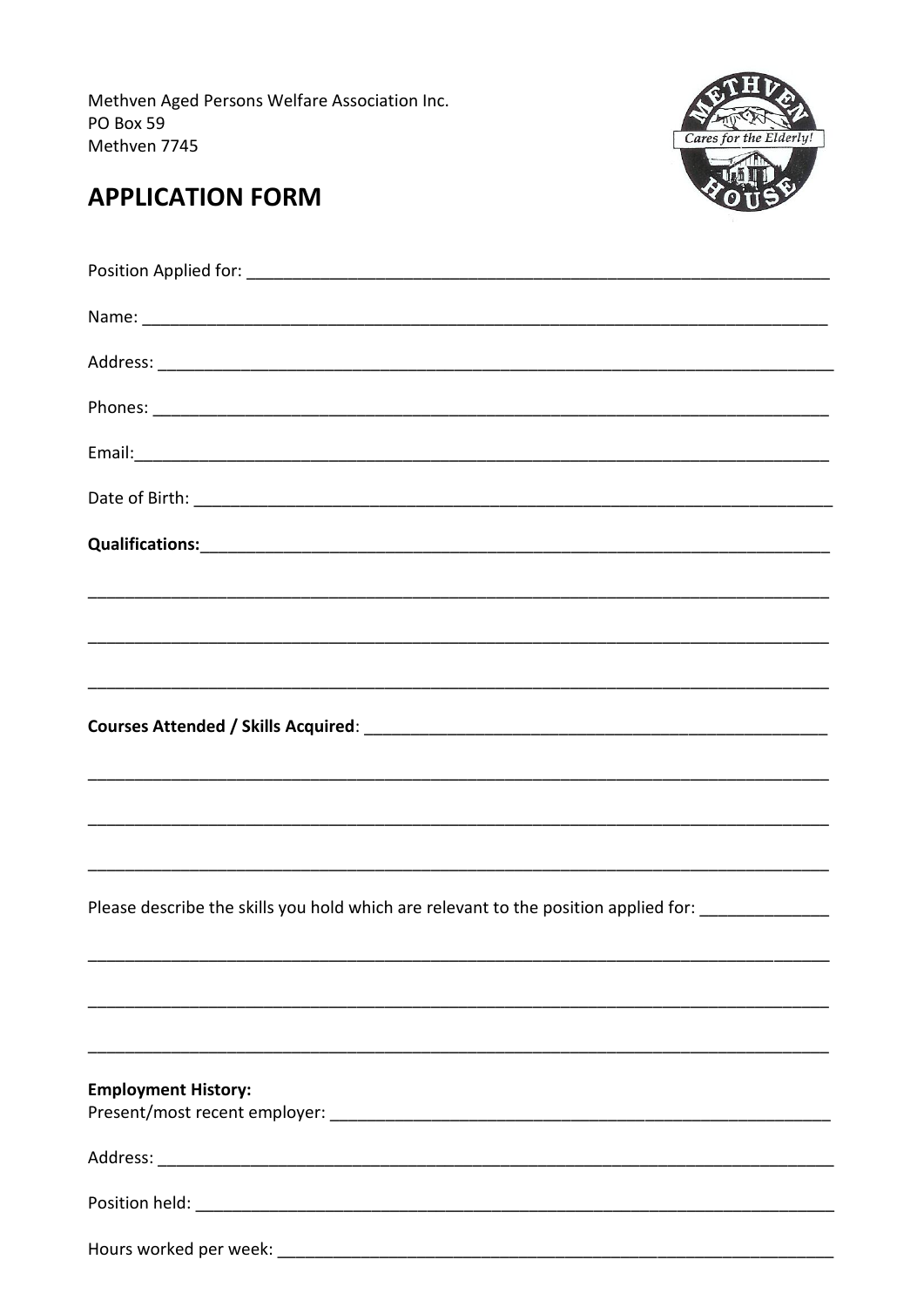Methven Aged Persons Welfare Association Inc.
PO Box 59
Methven 7745

# APPLICATION FORM

Position Applied for: ___________________________________________________________

Name: _________________________________________________________________________

Address: _______________________________________________________________________

Phones: ________________________________________________________________________

Email:__________________________________________________________________________

Date of Birth: ___________________________________________________________________

**Qualifications:**_________________________________________________________________

________________________________________________________________________________

________________________________________________________________________________

________________________________________________________________________________

**Courses Attended / Skills Acquired**: _______________________________________________

________________________________________________________________________________

________________________________________________________________________________

________________________________________________________________________________

Please describe the skills you hold which are relevant to the position applied for: _____________

________________________________________________________________________________

________________________________________________________________________________

________________________________________________________________________________

**Employment History:**
Present/most recent employer: _____________________________________________________

Address: _______________________________________________________________________

Position held: ___________________________________________________________________

Hours worked per week: __________________________________________________________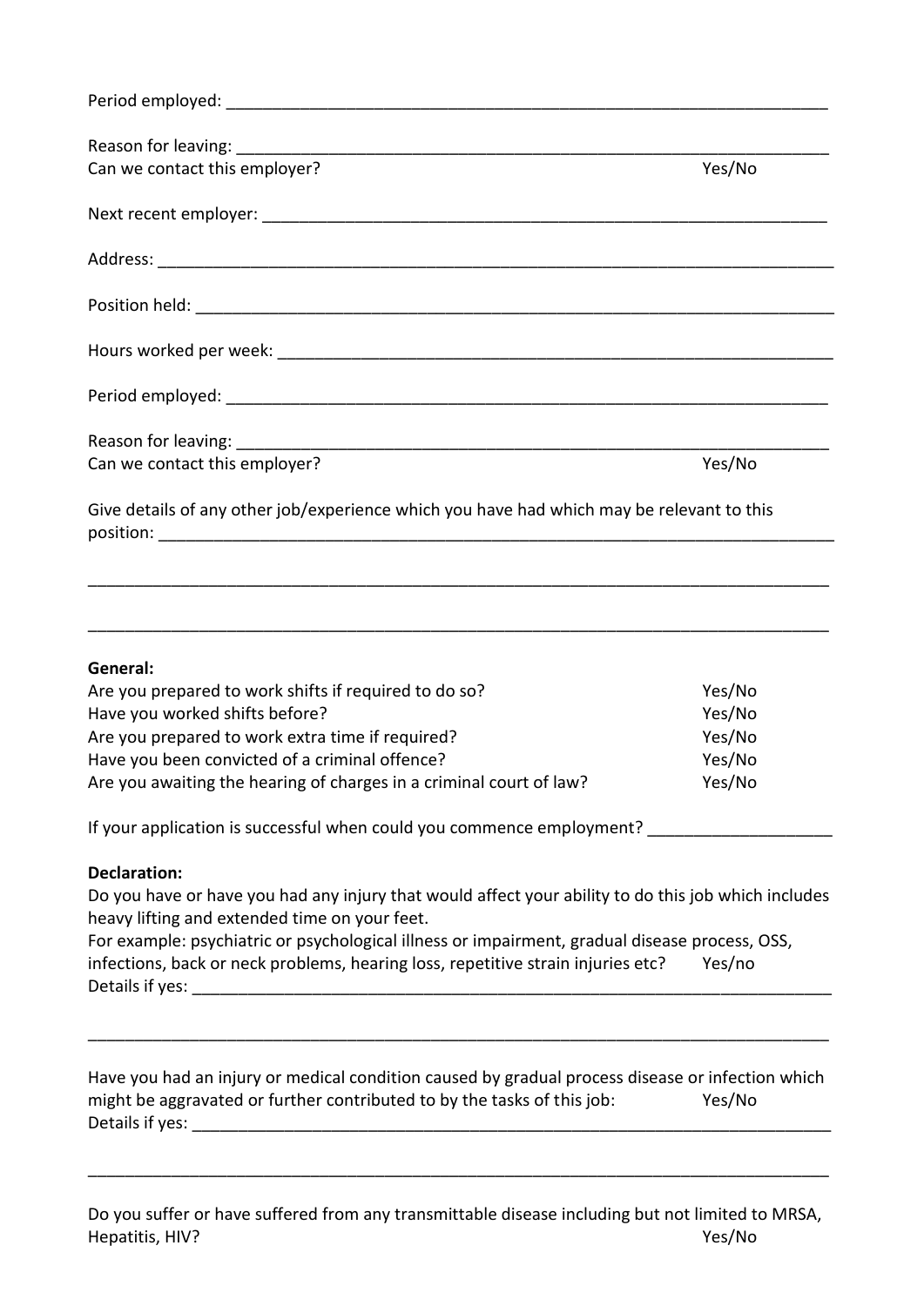Period employed: ____________________________________________________________________

Reason for leaving: __________________________________________________________________
Can we contact this employer? Yes/No

Next recent employer: ________________________________________________________________

Address: ____________________________________________________________________________

Position held: _______________________________________________________________________

Hours worked per week: _______________________________________________________________

Period employed: _____________________________________________________________________

Reason for leaving: ___________________________________________________________________
Can we contact this employer? Yes/No

Give details of any other job/experience which you have had which may be relevant to this position: ______________________________________________________________________________

______________________________________________________________________________________

______________________________________________________________________________________

**General:**

Are you prepared to work shifts if required to do so? Yes/No
Have you worked shifts before? Yes/No
Are you prepared to work extra time if required? Yes/No
Have you been convicted of a criminal offence? Yes/No
Are you awaiting the hearing of charges in a criminal court of law? Yes/No

If your application is successful when could you commence employment? ____________________

**Declaration:**

Do you have or have you had any injury that would affect your ability to do this job which includes heavy lifting and extended time on your feet.
For example: psychiatric or psychological illness or impairment, gradual disease process, OSS, infections, back or neck problems, hearing loss, repetitive strain injuries etc? Yes/no
Details if yes: _______________________________________________________________________

______________________________________________________________________________________

Have you had an injury or medical condition caused by gradual process disease or infection which might be aggravated or further contributed to by the tasks of this job: Yes/No
Details if yes: _______________________________________________________________________

______________________________________________________________________________________

Do you suffer or have suffered from any transmittable disease including but not limited to MRSA, Hepatitis, HIV? Yes/No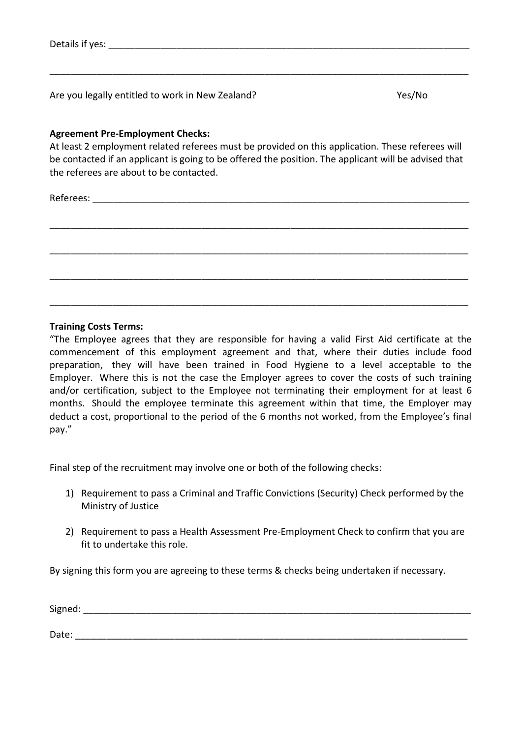Details if yes: ______________________________________________________________________

______________________________________________________________________________

Are you legally entitled to work in New Zealand? Yes/No

**Agreement Pre-Employment Checks:**
At least 2 employment related referees must be provided on this application. These referees will be contacted if an applicant is going to be offered the position. The applicant will be advised that the referees are about to be contacted.

Referees: ____________________________________________________________________

______________________________________________________________________________

______________________________________________________________________________

______________________________________________________________________________

______________________________________________________________________________

**Training Costs Terms:**
"The Employee agrees that they are responsible for having a valid First Aid certificate at the commencement of this employment agreement and that, where their duties include food preparation, they will have been trained in Food Hygiene to a level acceptable to the Employer. Where this is not the case the Employer agrees to cover the costs of such training and/or certification, subject to the Employee not terminating their employment for at least 6 months. Should the employee terminate this agreement within that time, the Employer may deduct a cost, proportional to the period of the 6 months not worked, from the Employee's final pay."

Final step of the recruitment may involve one or both of the following checks:

1) Requirement to pass a Criminal and Traffic Convictions (Security) Check performed by the Ministry of Justice

2) Requirement to pass a Health Assessment Pre-Employment Check to confirm that you are fit to undertake this role.

By signing this form you are agreeing to these terms & checks being undertaken if necessary.

Signed: _____________________________________________________________________

Date: _______________________________________________________________________